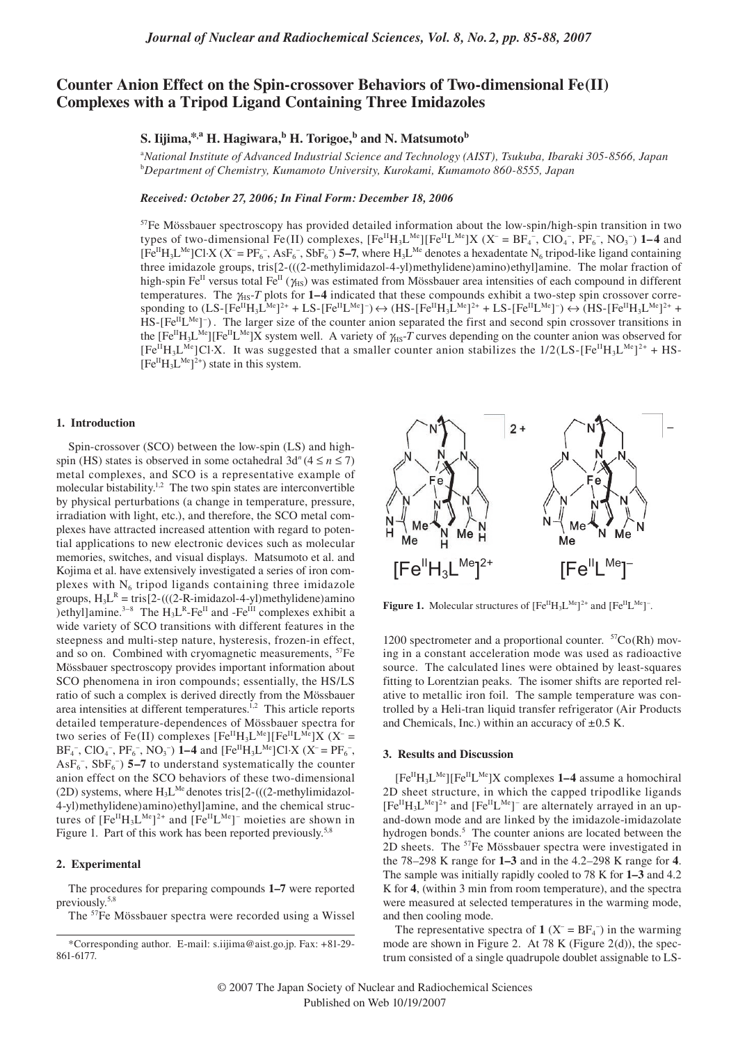# Counter Anion Effect on the Spin-crossover Behaviors of Two-dimensional Fe(II) Complexes with a Tripod Ligand Containing Three Imidazoles

**S. Iijima,\*[,a] H. Hagiwara,[b] H. Torigoe,[b] and N. Matsumoto[b]**

[a]*National Institute of Advanced Industrial Science and Technology (AIST), Tsukuba, Ibaraki 305-8566, Japan*
[b]*Department of Chemistry, Kumamoto University, Kurokami, Kumamoto 860-8555, Japan*

*Received: October 27, 2006; In Final Form: December 18, 2006*

$^{57}$Fe Mössbauer spectroscopy has provided detailed information about the low-spin/high-spin transition in two types of two-dimensional Fe(II) complexes, $[Fe^{II}H_3L^{Me}][Fe^{II}L^{Me}]X$ ($X^- = BF_4^-$, $ClO_4^-$, $PF_6^-$, $NO_3^-$) **1–4** and $[Fe^{II}H_3L^{Me}]Cl{\cdot}X$ ($X^- = PF_6^-$, $AsF_6^-$, $SbF_6^-$) **5–7**, where $H_3L^{Me}$ denotes a hexadentate $N_6$ tripod-like ligand containing three imidazole groups, tris[2-(((2-methylimidazol-4-yl)methylidene)amino)ethyl]amine. The molar fraction of high-spin $Fe^{II}$ versus total $Fe^{II}$ ($\gamma_{HS}$) was estimated from Mössbauer area intensities of each compound in different temperatures. The $\gamma_{HS}$-$T$ plots for **1–4** indicated that these compounds exhibit a two-step spin crossover corresponding to (LS-$[Fe^{II}H_3L^{Me}]^{2+}$ + LS-$[Fe^{II}L^{Me}]^-$) ↔ (HS-$[Fe^{II}H_3L^{Me}]^{2+}$ + LS-$[Fe^{II}L^{Me}]^-$) ↔ (HS-$[Fe^{II}H_3L^{Me}]^{2+}$ + HS-$[Fe^{II}L^{Me}]^-$). The larger size of the counter anion separated the first and second spin crossover transitions in the $[Fe^{II}H_3L^{Me}][Fe^{II}L^{Me}]X$ system well. A variety of $\gamma_{HS}$-$T$ curves depending on the counter anion was observed for $[Fe^{II}H_3L^{Me}]Cl{\cdot}X$. It was suggested that a smaller counter anion stabilizes the 1/2(LS-$[Fe^{II}H_3L^{Me}]^{2+}$ + HS-$[Fe^{II}H_3L^{Me}]^{2+}$) state in this system.

## 1. Introduction

Spin-crossover (SCO) between the low-spin (LS) and high-spin (HS) states is observed in some octahedral $3d^n$ ($4 \le n \le 7$) metal complexes, and SCO is a representative example of molecular bistability.[1,2] The two spin states are interconvertible by physical perturbations (a change in temperature, pressure, irradiation with light, etc.), and therefore, the SCO metal complexes have attracted increased attention with regard to potential applications to new electronic devices such as molecular memories, switches, and visual displays. Matsumoto et al. and Kojima et al. have extensively investigated a series of iron complexes with $N_6$ tripod ligands containing three imidazole groups, $H_3L^R$ = tris[2-(((2-R-imidazol-4-yl)methylidene)amino)ethyl]amine.[3–8] The $H_3L^R$-$Fe^{II}$ and -$Fe^{III}$ complexes exhibit a wide variety of SCO transitions with different features in the steepness and multi-step nature, hysteresis, frozen-in effect, and so on. Combined with cryomagnetic measurements, $^{57}$Fe Mössbauer spectroscopy provides important information about SCO phenomena in iron compounds; essentially, the HS/LS ratio of such a complex is derived directly from the Mössbauer area intensities at different temperatures.[1,2] This article reports detailed temperature-dependences of Mössbauer spectra for two series of Fe(II) complexes $[Fe^{II}H_3L^{Me}][Fe^{II}L^{Me}]X$ ($X^-$ = $BF_4^-$, $ClO_4^-$, $PF_6^-$, $NO_3^-$) **1–4** and $[Fe^{II}H_3L^{Me}]Cl{\cdot}X$ ($X^-$ = $PF_6^-$, $AsF_6^-$, $SbF_6^-$) **5–7** to understand systematically the counter anion effect on the SCO behaviors of these two-dimensional (2D) systems, where $H_3L^{Me}$ denotes tris[2-(((2-methylimidazol-4-yl)methylidene)amino)ethyl]amine, and the chemical structures of $[Fe^{II}H_3L^{Me}]^{2+}$ and $[Fe^{II}L^{Me}]^-$ moieties are shown in Figure 1. Part of this work has been reported previously.[5,8]

## 2. Experimental

The procedures for preparing compounds **1–7** were reported previously.[5,8]

The $^{57}$Fe Mössbauer spectra were recorded using a Wissel 1200 spectrometer and a proportional counter. $^{57}$Co(Rh) moving in a constant acceleration mode was used as radioactive source. The calculated lines were obtained by least-squares fitting to Lorentzian peaks. The isomer shifts are reported relative to metallic iron foil. The sample temperature was controlled by a Heli-tran liquid transfer refrigerator (Air Products and Chemicals, Inc.) within an accuracy of ±0.5 K.

**Figure 1.** Molecular structures of $[Fe^{II}H_3L^{Me}]^{2+}$ and $[Fe^{II}L^{Me}]^-$.

## 3. Results and Discussion

$[Fe^{II}H_3L^{Me}][Fe^{II}L^{Me}]X$ complexes **1–4** assume a homochiral 2D sheet structure, in which the capped tripodlike ligands $[Fe^{II}H_3L^{Me}]^{2+}$ and $[Fe^{II}L^{Me}]^-$ are alternately arrayed in an up-and-down mode and are linked by the imidazole-imidazolate hydrogen bonds.[5] The counter anions are located between the 2D sheets. The $^{57}$Fe Mössbauer spectra were investigated in the 78–298 K range for **1–3** and in the 4.2–298 K range for **4**. The sample was initially rapidly cooled to 78 K for **1–3** and 4.2 K for **4**, (within 3 min from room temperature), and the spectra were measured at selected temperatures in the warming mode, and then cooling mode.

The representative spectra of **1** ($X^- = BF_4^-$) in the warming mode are shown in Figure 2. At 78 K (Figure 2(d)), the spectrum consisted of a single quadrupole doublet assignable to LS-

\*Corresponding author. E-mail: s.iijima@aist.go.jp. Fax: +81-29-861-6177.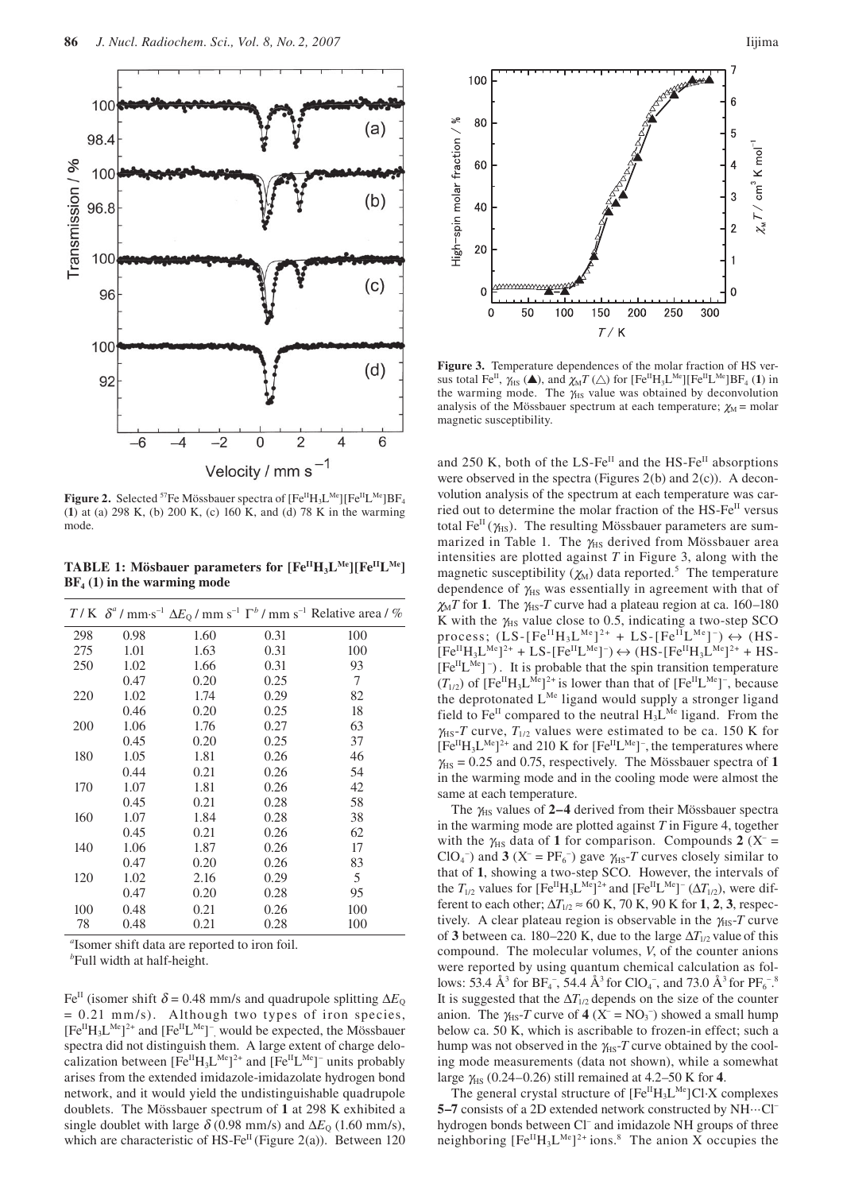Transmission / %

100

98.4

(a)

100

96.8

(b)

100

96

(c)

100

92

(d)

−6 −4 −2 0 2 4 6

Velocity / mm s$^{-1}$

**Figure 2.** Selected $^{57}$Fe Mössbauer spectra of $[Fe^{II}H_3L^{Me}][Fe^{II}L^{Me}]BF_4$ (**1**) at (a) 298 K, (b) 200 K, (c) 160 K, and (d) 78 K in the warming mode.

**TABLE 1: Mösbauer parameters for $[Fe^{II}H_3L^{Me}][Fe^{II}L^{Me}]BF_4$ (1) in the warming mode**

| $T$ / K | $\delta^a$ / mm·s$^{-1}$ | $\Delta E_Q$ / mm s$^{-1}$ | $\Gamma^b$ / mm s$^{-1}$ | Relative area / % |
|---|---|---|---|---|
| 298 | 0.98 | 1.60 | 0.31 | 100 |
| 275 | 1.01 | 1.63 | 0.31 | 100 |
| 250 | 1.02 | 1.66 | 0.31 | 93 |
| | 0.47 | 0.20 | 0.25 | 7 |
| 220 | 1.02 | 1.74 | 0.29 | 82 |
| | 0.46 | 0.20 | 0.25 | 18 |
| 200 | 1.06 | 1.76 | 0.27 | 63 |
| | 0.45 | 0.20 | 0.25 | 37 |
| 180 | 1.05 | 1.81 | 0.26 | 46 |
| | 0.44 | 0.21 | 0.26 | 54 |
| 170 | 1.07 | 1.81 | 0.26 | 42 |
| | 0.45 | 0.21 | 0.28 | 58 |
| 160 | 1.07 | 1.84 | 0.28 | 38 |
| | 0.45 | 0.21 | 0.26 | 62 |
| 140 | 1.06 | 1.87 | 0.26 | 17 |
| | 0.47 | 0.20 | 0.26 | 83 |
| 120 | 1.02 | 2.16 | 0.29 | 5 |
| | 0.47 | 0.20 | 0.28 | 95 |
| 100 | 0.48 | 0.21 | 0.26 | 100 |
| 78 | 0.48 | 0.21 | 0.28 | 100 |

$^a$Isomer shift data are reported to iron foil.
$^b$Full width at half-height.

$Fe^{II}$ (isomer shift $\delta$ = 0.48 mm/s and quadrupole splitting $\Delta E_Q$ = 0.21 mm/s). Although two types of iron species, $[Fe^{II}H_3L^{Me}]^{2+}$ and $[Fe^{II}L^{Me}]^-$ would be expected, the Mössbauer spectra did not distinguish them. A large extent of charge delocalization between $[Fe^{II}H_3L^{Me}]^{2+}$ and $[Fe^{II}L^{Me}]^-$ units probably arises from the extended imidazole-imidazolate hydrogen bond network, and it would yield the undistinguishable quadrupole doublets. The Mössbauer spectrum of **1** at 298 K exhibited a single doublet with large $\delta$ (0.98 mm/s) and $\Delta E_Q$ (1.60 mm/s), which are characteristic of HS-$Fe^{II}$ (Figure 2(a)). Between 120 and 250 K, both of the LS-$Fe^{II}$ and the HS-$Fe^{II}$ absorptions were observed in the spectra (Figures 2(b) and 2(c)). A deconvolution analysis of the spectrum at each temperature was carried out to determine the molar fraction of the HS-$Fe^{II}$ versus total $Fe^{II}$ ($\gamma_{HS}$). The resulting Mössbauer parameters are summarized in Table 1. The $\gamma_{HS}$ derived from Mössbauer area intensities are plotted against $T$ in Figure 3, along with the magnetic susceptibility ($\chi_M$) data reported.[5] The temperature dependence of $\gamma_{HS}$ was essentially in agreement with that of $\chi_M T$ for **1**. The $\gamma_{HS}$-$T$ curve had a plateau region at ca. 160–180 K with the $\gamma_{HS}$ value close to 0.5, indicating a two-step SCO process; (LS-$[Fe^{II}H_3L^{Me}]^{2+}$ + LS-$[Fe^{II}L^{Me}]^-$) ↔ (HS-$[Fe^{II}H_3L^{Me}]^{2+}$ + LS-$[Fe^{II}L^{Me}]^-$) ↔ (HS-$[Fe^{II}H_3L^{Me}]^{2+}$ + HS-$[Fe^{II}L^{Me}]^-$). It is probable that the spin transition temperature ($T_{1/2}$) of $[Fe^{II}H_3L^{Me}]^{2+}$ is lower than that of $[Fe^{II}L^{Me}]^-$, because the deprotonated $L^{Me}$ ligand would supply a stronger ligand field to $Fe^{II}$ compared to the neutral $H_3L^{Me}$ ligand. From the $\gamma_{HS}$-$T$ curve, $T_{1/2}$ values were estimated to be ca. 150 K for $[Fe^{II}H_3L^{Me}]^{2+}$ and 210 K for $[Fe^{II}L^{Me}]^-$, the temperatures where $\gamma_{HS}$ = 0.25 and 0.75, respectively. The Mössbauer spectra of **1** in the warming mode and in the cooling mode were almost the same at each temperature.

High-spin molar fraction / %

100

80

60

40

20

0

0 50 100 150 200 250 300

$T$ / K

$\chi_M T$ / cm$^3$ K mol$^{-1}$

7

6

5

4

3

2

1

0

**Figure 3.** Temperature dependences of the molar fraction of HS versus total $Fe^{II}$, $\gamma_{HS}$ (▲), and $\chi_M T$ (△) for $[Fe^{II}H_3L^{Me}][Fe^{II}L^{Me}]BF_4$ (**1**) in the warming mode. The $\gamma_{HS}$ value was obtained by deconvolution analysis of the Mössbauer spectrum at each temperature; $\chi_M$ = molar magnetic susceptibility.

The $\gamma_{HS}$ values of **2–4** derived from their Mössbauer spectra in the warming mode are plotted against $T$ in Figure 4, together with the $\gamma_{HS}$ data of **1** for comparison. Compounds **2** ($X^-$ = $ClO_4^-$) and **3** ($X^-$ = $PF_6^-$) gave $\gamma_{HS}$-$T$ curves closely similar to that of **1**, showing a two-step SCO. However, the intervals of the $T_{1/2}$ values for $[Fe^{II}H_3L^{Me}]^{2+}$ and $[Fe^{II}L^{Me}]^-$ ($\Delta T_{1/2}$), were different to each other; $\Delta T_{1/2}$ ≈ 60 K, 70 K, 90 K for **1**, **2**, **3**, respectively. A clear plateau region is observable in the $\gamma_{HS}$-$T$ curve of **3** between ca. 180–220 K, due to the large $\Delta T_{1/2}$ value of this compound. The molecular volumes, $V$, of the counter anions were reported by using quantum chemical calculation as follows: 53.4 Å$^3$ for $BF_4^-$, 54.4 Å$^3$ for $ClO_4^-$, and 73.0 Å$^3$ for $PF_6^-$.[8] It is suggested that the $\Delta T_{1/2}$ depends on the size of the counter anion. The $\gamma_{HS}$-$T$ curve of **4** ($X^-$ = $NO_3^-$) showed a small hump below ca. 50 K, which is ascribable to frozen-in effect; such a hump was not observed in the $\gamma_{HS}$-$T$ curve obtained by the cooling mode measurements (data not shown), while a somewhat large $\gamma_{HS}$ (0.24–0.26) still remained at 4.2–50 K for **4**.

The general crystal structure of $[Fe^{II}H_3L^{Me}]$Cl·X complexes **5–7** consists of a 2D extended network constructed by NH···$Cl^-$ hydrogen bonds between $Cl^-$ and imidazole NH groups of three neighboring $[Fe^{II}H_3L^{Me}]^{2+}$ ions.[8] The anion X occupies the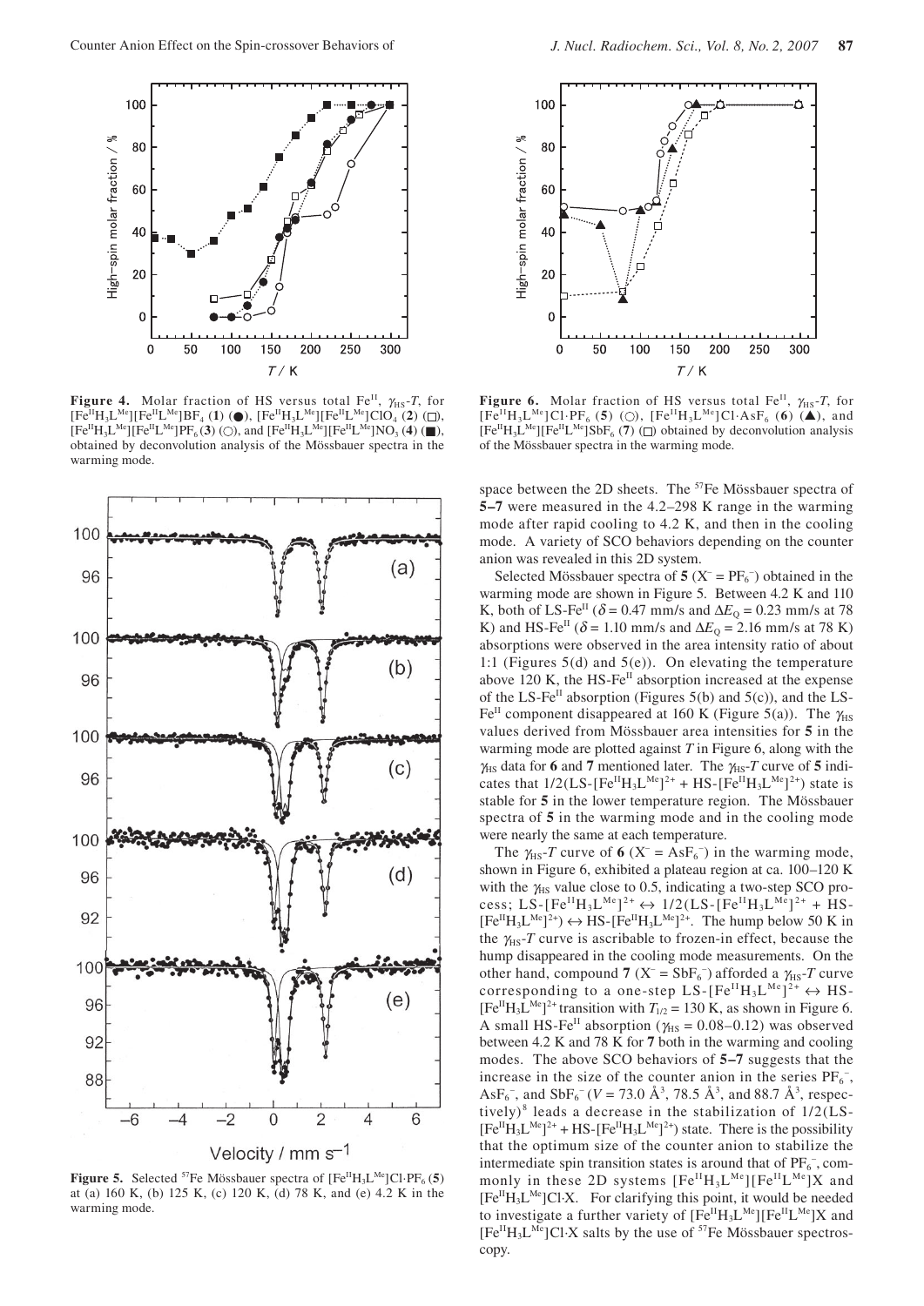High−spin molar fraction / %

100
80
60
40
20
0

0 50 100 150 200 250 300

$T$ / K

**Figure 4.** Molar fraction of HS versus total $Fe^{II}$, $\gamma_{HS}$-$T$, for $[Fe^{II}H_3L^{Me}][Fe^{II}L^{Me}]BF_4$ (**1**) (●), $[Fe^{II}H_3L^{Me}][Fe^{II}L^{Me}]ClO_4$ (**2**) (□), $[Fe^{II}H_3L^{Me}][Fe^{II}L^{Me}]PF_6$ (**3**) (○), and $[Fe^{II}H_3L^{Me}][Fe^{II}L^{Me}]NO_3$ (**4**) (■), obtained by deconvolution analysis of the Mössbauer spectra in the warming mode.

100
96
100
96
100
96
100
96
92
100
96
92
88

(a)
(b)
(c)
(d)
(e)

−6 −4 −2 0 2 4 6

Velocity / mm s$^{-1}$

**Figure 5.** Selected $^{57}Fe$ Mössbauer spectra of $[Fe^{II}H_3L^{Me}]Cl{\cdot}PF_6$ (**5**) at (a) 160 K, (b) 125 K, (c) 120 K, (d) 78 K, and (e) 4.2 K in the warming mode.

High−spin molar fraction / %

100
80
60
40
20
0

0 50 100 150 200 250 300

$T$ / K

**Figure 6.** Molar fraction of HS versus total $Fe^{II}$, $\gamma_{HS}$-$T$, for $[Fe^{II}H_3L^{Me}]Cl{\cdot}PF_6$ (**5**) (○), $[Fe^{II}H_3L^{Me}]Cl{\cdot}AsF_6$ (**6**) (▲), and $[Fe^{II}H_3L^{Me}][Fe^{II}L^{Me}]SbF_6$ (**7**) (□) obtained by deconvolution analysis of the Mössbauer spectra in the warming mode.

space between the 2D sheets. The $^{57}Fe$ Mössbauer spectra of **5–7** were measured in the 4.2–298 K range in the warming mode after rapid cooling to 4.2 K, and then in the cooling mode. A variety of SCO behaviors depending on the counter anion was revealed in this 2D system.

Selected Mössbauer spectra of **5** ($X^- = PF_6^-$) obtained in the warming mode are shown in Figure 5. Between 4.2 K and 110 K, both of LS-$Fe^{II}$ ($\delta$ = 0.47 mm/s and $\Delta E_Q$ = 0.23 mm/s at 78 K) and HS-$Fe^{II}$ ($\delta$ = 1.10 mm/s and $\Delta E_Q$ = 2.16 mm/s at 78 K) absorptions were observed in the area intensity ratio of about 1:1 (Figures 5(d) and 5(e)). On elevating the temperature above 120 K, the HS-$Fe^{II}$ absorption increased at the expense of the LS-$Fe^{II}$ absorption (Figures 5(b) and 5(c)), and the LS-$Fe^{II}$ component disappeared at 160 K (Figure 5(a)). The $\gamma_{HS}$ values derived from Mössbauer area intensities for **5** in the warming mode are plotted against $T$ in Figure 6, along with the $\gamma_{HS}$ data for **6** and **7** mentioned later. The $\gamma_{HS}$-$T$ curve of **5** indicates that 1/2(LS-$[Fe^{II}H_3L^{Me}]^{2+}$ + HS-$[Fe^{II}H_3L^{Me}]^{2+}$) state is stable for **5** in the lower temperature region. The Mössbauer spectra of **5** in the warming mode and in the cooling mode were nearly the same at each temperature.

The $\gamma_{HS}$-$T$ curve of **6** ($X^- = AsF_6^-$) in the warming mode, shown in Figure 6, exhibited a plateau region at ca. 100–120 K with the $\gamma_{HS}$ value close to 0.5, indicating a two-step SCO process; LS-$[Fe^{II}H_3L^{Me}]^{2+}$ ↔ 1/2(LS-$[Fe^{II}H_3L^{Me}]^{2+}$ + HS-$[Fe^{II}H_3L^{Me}]^{2+}$) ↔ HS-$[Fe^{II}H_3L^{Me}]^{2+}$. The hump below 50 K in the $\gamma_{HS}$-$T$ curve is ascribable to frozen-in effect, because the hump disappeared in the cooling mode measurements. On the other hand, compound **7** ($X^- = SbF_6^-$) afforded a $\gamma_{HS}$-$T$ curve corresponding to a one-step LS-$[Fe^{II}H_3L^{Me}]^{2+}$ ↔ HS-$[Fe^{II}H_3L^{Me}]^{2+}$ transition with $T_{1/2}$ = 130 K, as shown in Figure 6. A small HS-$Fe^{II}$ absorption ($\gamma_{HS}$ = 0.08–0.12) was observed between 4.2 K and 78 K for **7** both in the warming and cooling modes. The above SCO behaviors of **5–7** suggests that the increase in the size of the counter anion in the series $PF_6^-$, $AsF_6^-$, and $SbF_6^-$ ($V$ = 73.0 Å$^3$, 78.5 Å$^3$, and 88.7 Å$^3$, respectively)[8] leads a decrease in the stabilization of 1/2(LS-$[Fe^{II}H_3L^{Me}]^{2+}$ + HS-$[Fe^{II}H_3L^{Me}]^{2+}$) state. There is the possibility that the optimum size of the counter anion to stabilize the intermediate spin transition states is around that of $PF_6^-$, commonly in these 2D systems $[Fe^{II}H_3L^{Me}][Fe^{II}L^{Me}]X$ and $[Fe^{II}H_3L^{Me}]Cl{\cdot}X$. For clarifying this point, it would be needed to investigate a further variety of $[Fe^{II}H_3L^{Me}][Fe^{II}L^{Me}]X$ and $[Fe^{II}H_3L^{Me}]Cl{\cdot}X$ salts by the use of $^{57}Fe$ Mössbauer spectroscopy.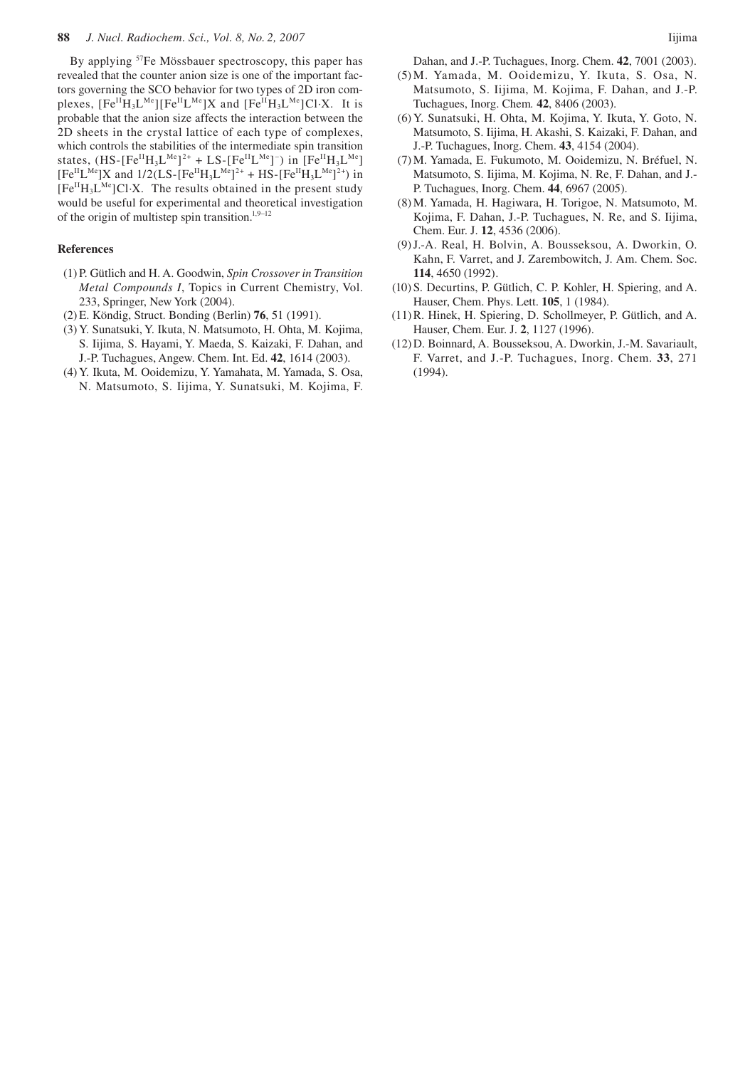By applying $^{57}$Fe Mössbauer spectroscopy, this paper has revealed that the counter anion size is one of the important factors governing the SCO behavior for two types of 2D iron complexes, $[Fe^{II}H_3L^{Me}][Fe^{II}L^{Me}]X$ and $[Fe^{II}H_3L^{Me}]Cl \cdot X$. It is probable that the anion size affects the interaction between the 2D sheets in the crystal lattice of each type of complexes, which controls the stabilities of the intermediate spin transition states, (HS-$[Fe^{II}H_3L^{Me}]^{2+}$ + LS-$[Fe^{II}L^{Me}]^{-}$) in $[Fe^{II}H_3L^{Me}][Fe^{II}L^{Me}]X$ and 1/2(LS-$[Fe^{II}H_3L^{Me}]^{2+}$ + HS-$[Fe^{II}H_3L^{Me}]^{2+}$) in $[Fe^{II}H_3L^{Me}]Cl \cdot X$. The results obtained in the present study would be useful for experimental and theoretical investigation of the origin of multistep spin transition.[1,9–12]

## References

(1) P. Gütlich and H. A. Goodwin, *Spin Crossover in Transition Metal Compounds I*, Topics in Current Chemistry, Vol. 233, Springer, New York (2004).

(2) E. Köndig, Struct. Bonding (Berlin) **76**, 51 (1991).

(3) Y. Sunatsuki, Y. Ikuta, N. Matsumoto, H. Ohta, M. Kojima, S. Iijima, S. Hayami, Y. Maeda, S. Kaizaki, F. Dahan, and J.-P. Tuchagues, Angew. Chem. Int. Ed. **42**, 1614 (2003).

(4) Y. Ikuta, M. Ooidemizu, Y. Yamahata, M. Yamada, S. Osa, N. Matsumoto, S. Iijima, Y. Sunatsuki, M. Kojima, F. Dahan, and J.-P. Tuchagues, Inorg. Chem. **42**, 7001 (2003).

(5) M. Yamada, M. Ooidemizu, Y. Ikuta, S. Osa, N. Matsumoto, S. Iijima, M. Kojima, F. Dahan, and J.-P. Tuchagues, Inorg. Chem. **42**, 8406 (2003).

(6) Y. Sunatsuki, H. Ohta, M. Kojima, Y. Ikuta, Y. Goto, N. Matsumoto, S. Iijima, H. Akashi, S. Kaizaki, F. Dahan, and J.-P. Tuchagues, Inorg. Chem. **43**, 4154 (2004).

(7) M. Yamada, E. Fukumoto, M. Ooidemizu, N. Bréfuel, N. Matsumoto, S. Iijima, M. Kojima, N. Re, F. Dahan, and J.-P. Tuchagues, Inorg. Chem. **44**, 6967 (2005).

(8) M. Yamada, H. Hagiwara, H. Torigoe, N. Matsumoto, M. Kojima, F. Dahan, J.-P. Tuchagues, N. Re, and S. Iijima, Chem. Eur. J. **12**, 4536 (2006).

(9) J.-A. Real, H. Bolvin, A. Bousseksou, A. Dworkin, O. Kahn, F. Varret, and J. Zarembowitch, J. Am. Chem. Soc. **114**, 4650 (1992).

(10) S. Decurtins, P. Gütlich, C. P. Kohler, H. Spiering, and A. Hauser, Chem. Phys. Lett. **105**, 1 (1984).

(11) R. Hinek, H. Spiering, D. Schollmeyer, P. Gütlich, and A. Hauser, Chem. Eur. J. **2**, 1127 (1996).

(12) D. Boinnard, A. Bousseksou, A. Dworkin, J.-M. Savariault, F. Varret, and J.-P. Tuchagues, Inorg. Chem. **33**, 271 (1994).